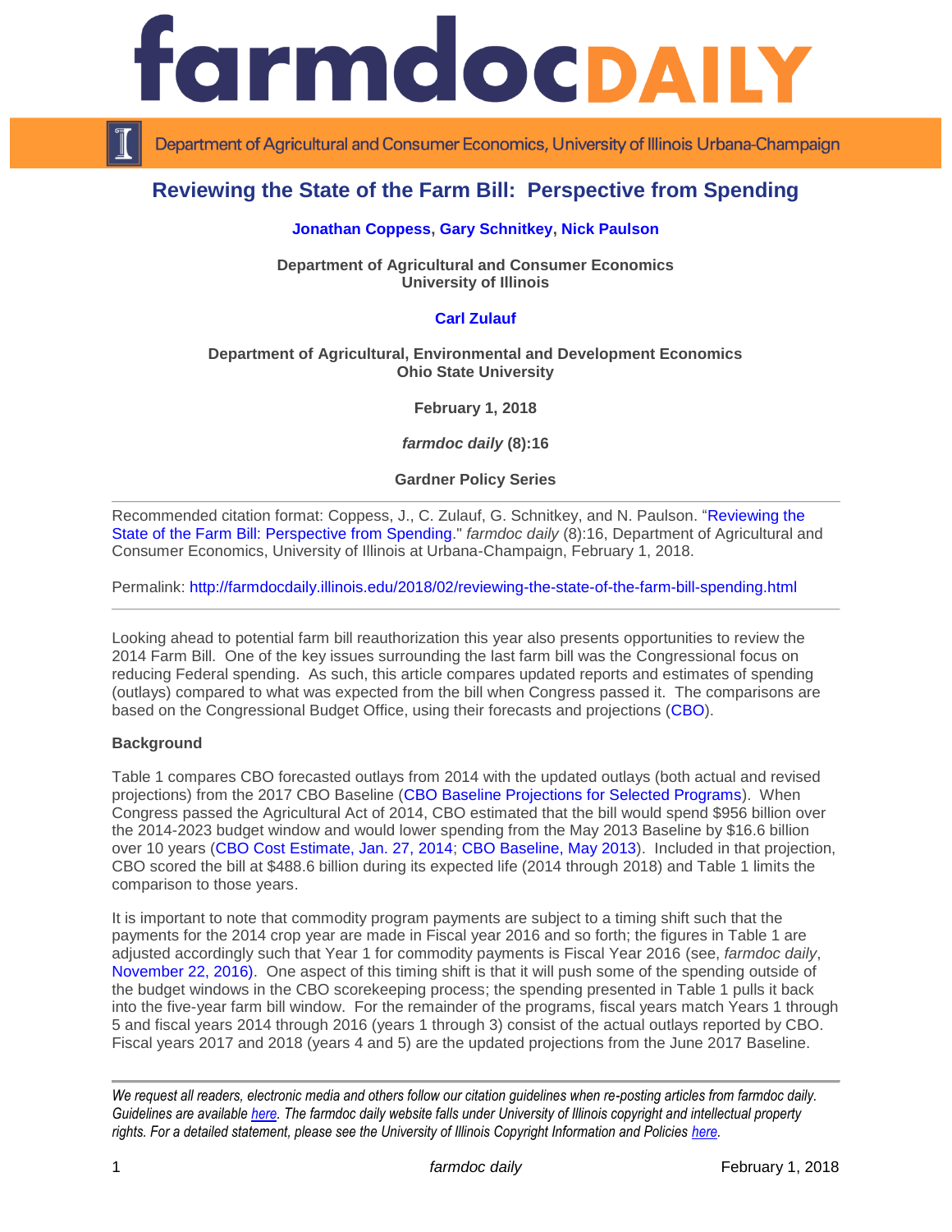# farmdoc DAILY

Department of Agricultural and Consumer Economics, University of Illinois Urbana-Champaign

## Reviewing the State of the Farm Bill: Perspective from Spending

**Jonathan Coppess, Gary Schnitkey, Nick Paulson**

**Department of Agricultural and Consumer Economics**
**University of Illinois**

**Carl Zulauf**

**Department of Agricultural, Environmental and Development Economics**
**Ohio State University**

**February 1, 2018**

***farmdoc daily* (8):16**

**Gardner Policy Series**

---

Recommended citation format: Coppess, J., C. Zulauf, G. Schnitkey, and N. Paulson. "Reviewing the State of the Farm Bill: Perspective from Spending." *farmdoc daily* (8):16, Department of Agricultural and Consumer Economics, University of Illinois at Urbana-Champaign, February 1, 2018.

Permalink: http://farmdocdaily.illinois.edu/2018/02/reviewing-the-state-of-the-farm-bill-spending.html

---

Looking ahead to potential farm bill reauthorization this year also presents opportunities to review the 2014 Farm Bill. One of the key issues surrounding the last farm bill was the Congressional focus on reducing Federal spending. As such, this article compares updated reports and estimates of spending (outlays) compared to what was expected from the bill when Congress passed it. The comparisons are based on the Congressional Budget Office, using their forecasts and projections (CBO).

**Background**

Table 1 compares CBO forecasted outlays from 2014 with the updated outlays (both actual and revised projections) from the 2017 CBO Baseline (CBO Baseline Projections for Selected Programs). When Congress passed the Agricultural Act of 2014, CBO estimated that the bill would spend $956 billion over the 2014-2023 budget window and would lower spending from the May 2013 Baseline by $16.6 billion over 10 years (CBO Cost Estimate, Jan. 27, 2014; CBO Baseline, May 2013). Included in that projection, CBO scored the bill at $488.6 billion during its expected life (2014 through 2018) and Table 1 limits the comparison to those years.

It is important to note that commodity program payments are subject to a timing shift such that the payments for the 2014 crop year are made in Fiscal year 2016 and so forth; the figures in Table 1 are adjusted accordingly such that Year 1 for commodity payments is Fiscal Year 2016 (see, *farmdoc daily*, November 22, 2016). One aspect of this timing shift is that it will push some of the spending outside of the budget windows in the CBO scorekeeping process; the spending presented in Table 1 pulls it back into the five-year farm bill window. For the remainder of the programs, fiscal years match Years 1 through 5 and fiscal years 2014 through 2016 (years 1 through 3) consist of the actual outlays reported by CBO. Fiscal years 2017 and 2018 (years 4 and 5) are the updated projections from the June 2017 Baseline.

---

*We request all readers, electronic media and others follow our citation guidelines when re-posting articles from farmdoc daily. Guidelines are available here. The farmdoc daily website falls under University of Illinois copyright and intellectual property rights. For a detailed statement, please see the University of Illinois Copyright Information and Policies here.*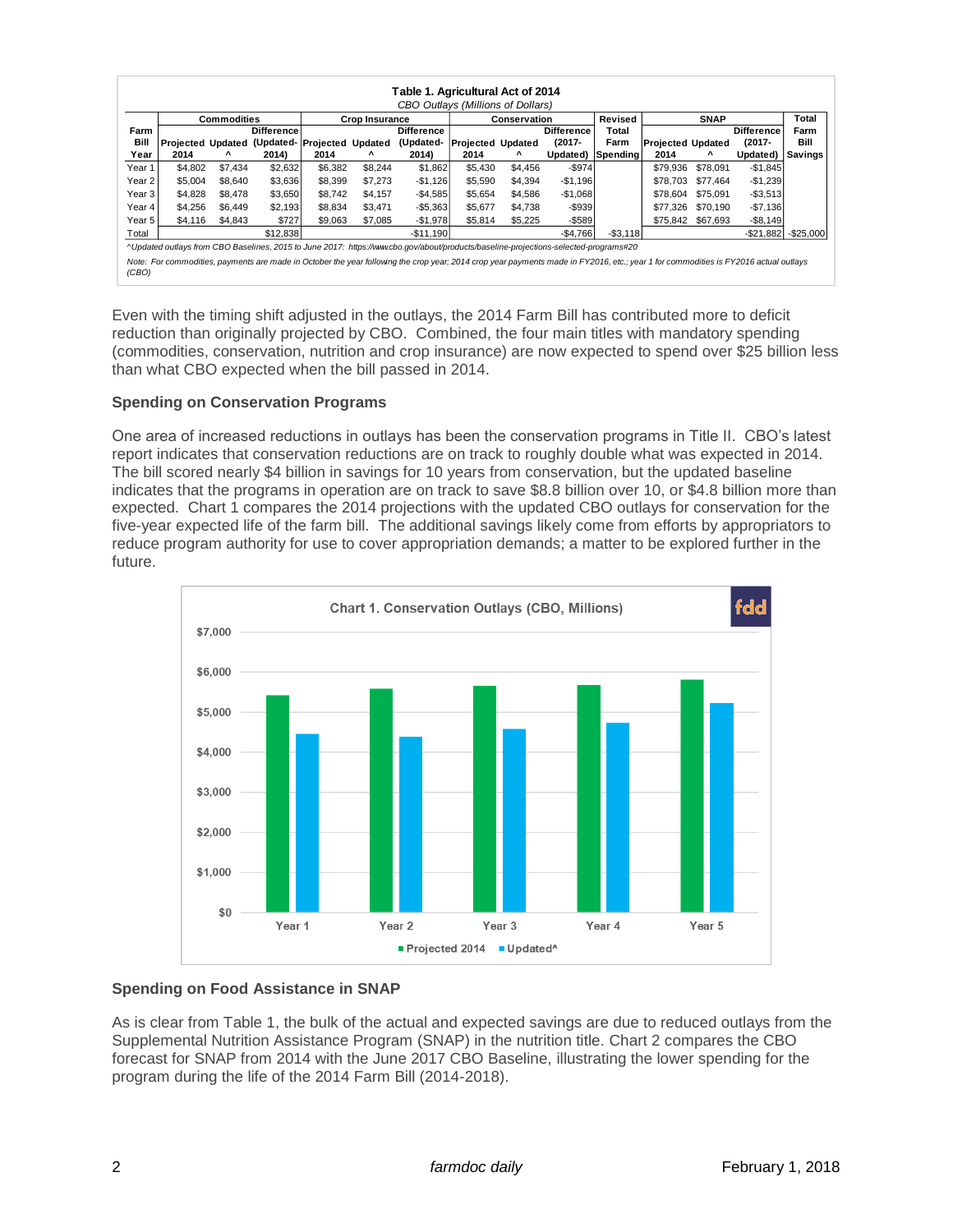| Farm Bill Year | Commodities | | | Crop Insurance | | | Conservation | | | Revised Total Farm Spending | SNAP | | | Total Farm Bill Savings |
|---|---|---|---|---|---|---|---|---|---|---|---|---|---|---|
| | Projected 2014 | Updated ^ | Difference (Updated-2014) | Projected 2014 | Updated ^ | Difference (Updated-2014) | Projected 2014 | Updated ^ | Difference (2017-Updated) | | Projected 2014 | Updated ^ | Difference (2017-Updated) | |
| Year 1 | $4,802 | $7,434 | $2,632 | $6,382 | $8,244 | $1,862 | $5,430 | $4,456 | -$974 | | $79,936 | $78,091 | -$1,845 | |
| Year 2 | $5,004 | $8,640 | $3,636 | $8,399 | $7,273 | -$1,126 | $5,590 | $4,394 | -$1,196 | | $78,703 | $77,464 | -$1,239 | |
| Year 3 | $4,828 | $8,478 | $3,650 | $8,742 | $4,157 | -$4,585 | $5,654 | $4,586 | -$1,068 | | $78,604 | $75,091 | -$3,513 | |
| Year 4 | $4,256 | $6,449 | $2,193 | $8,834 | $3,471 | -$5,363 | $5,677 | $4,738 | -$939 | | $77,326 | $70,190 | -$7,136 | |
| Year 5 | $4,116 | $4,843 | $727 | $9,063 | $7,085 | -$1,978 | $5,814 | $5,225 | -$589 | | $75,842 | $67,693 | -$8,149 | |
| Total | | | $12,838 | | | -$11,190 | | | -$4,766 | -$3,118 | | | -$21,882 | -$25,000 |

Table 1. Agricultural Act of 2014
*CBO Outlays (Millions of Dollars)*

*^Updated outlays from CBO Baselines, 2015 to June 2017: https://www.cbo.gov/about/products/baseline-projections-selected-programs#20*

*Note: For commodities, payments are made in October the year following the crop year; 2014 crop year payments made in FY2016, etc.; year 1 for commodities is FY2016 actual outlays (CBO)*

Even with the timing shift adjusted in the outlays, the 2014 Farm Bill has contributed more to deficit reduction than originally projected by CBO. Combined, the four main titles with mandatory spending (commodities, conservation, nutrition and crop insurance) are now expected to spend over $25 billion less than what CBO expected when the bill passed in 2014.

### Spending on Conservation Programs

One area of increased reductions in outlays has been the conservation programs in Title II. CBO's latest report indicates that conservation reductions are on track to roughly double what was expected in 2014. The bill scored nearly $4 billion in savings for 10 years from conservation, but the updated baseline indicates that the programs in operation are on track to save $8.8 billion over 10, or $4.8 billion more than expected. Chart 1 compares the 2014 projections with the updated CBO outlays for conservation for the five-year expected life of the farm bill. The additional savings likely come from efforts by appropriators to reduce program authority for use to cover appropriation demands; a matter to be explored further in the future.

Chart 1. Conservation Outlays (CBO, Millions)

### Spending on Food Assistance in SNAP

As is clear from Table 1, the bulk of the actual and expected savings are due to reduced outlays from the Supplemental Nutrition Assistance Program (SNAP) in the nutrition title. Chart 2 compares the CBO forecast for SNAP from 2014 with the June 2017 CBO Baseline, illustrating the lower spending for the program during the life of the 2014 Farm Bill (2014-2018).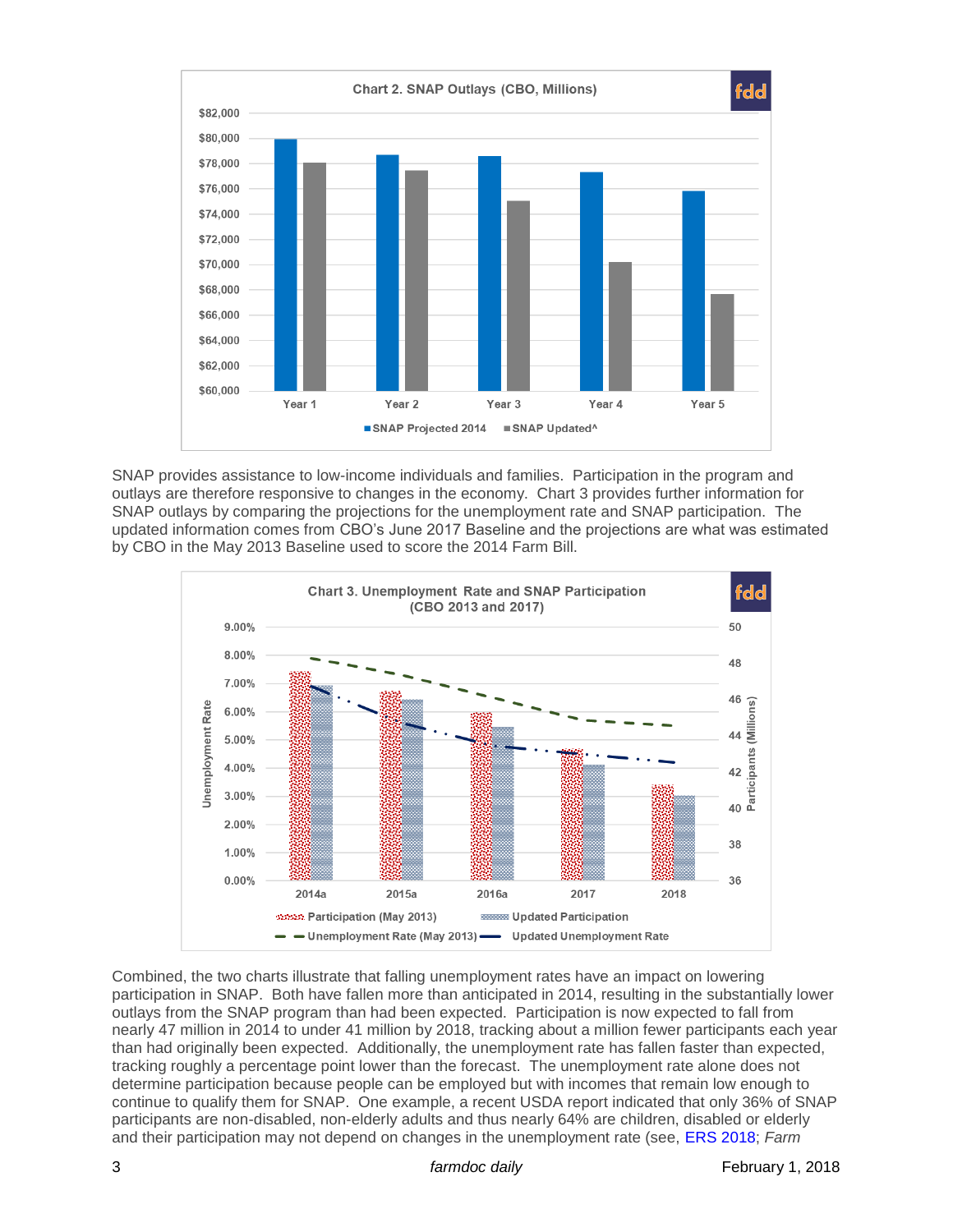Chart 2. SNAP Outlays (CBO, Millions)

SNAP provides assistance to low-income individuals and families. Participation in the program and outlays are therefore responsive to changes in the economy. Chart 3 provides further information for SNAP outlays by comparing the projections for the unemployment rate and SNAP participation. The updated information comes from CBO's June 2017 Baseline and the projections are what was estimated by CBO in the May 2013 Baseline used to score the 2014 Farm Bill.

Chart 3. Unemployment Rate and SNAP Participation (CBO 2013 and 2017)

Combined, the two charts illustrate that falling unemployment rates have an impact on lowering participation in SNAP. Both have fallen more than anticipated in 2014, resulting in the substantially lower outlays from the SNAP program than had been expected. Participation is now expected to fall from nearly 47 million in 2014 to under 41 million by 2018, tracking about a million fewer participants each year than had originally been expected. Additionally, the unemployment rate has fallen faster than expected, tracking roughly a percentage point lower than the forecast. The unemployment rate alone does not determine participation because people can be employed but with incomes that remain low enough to continue to qualify them for SNAP. One example, a recent USDA report indicated that only 36% of SNAP participants are non-disabled, non-elderly adults and thus nearly 64% are children, disabled or elderly and their participation may not depend on changes in the unemployment rate (see, ERS 2018; *Farm*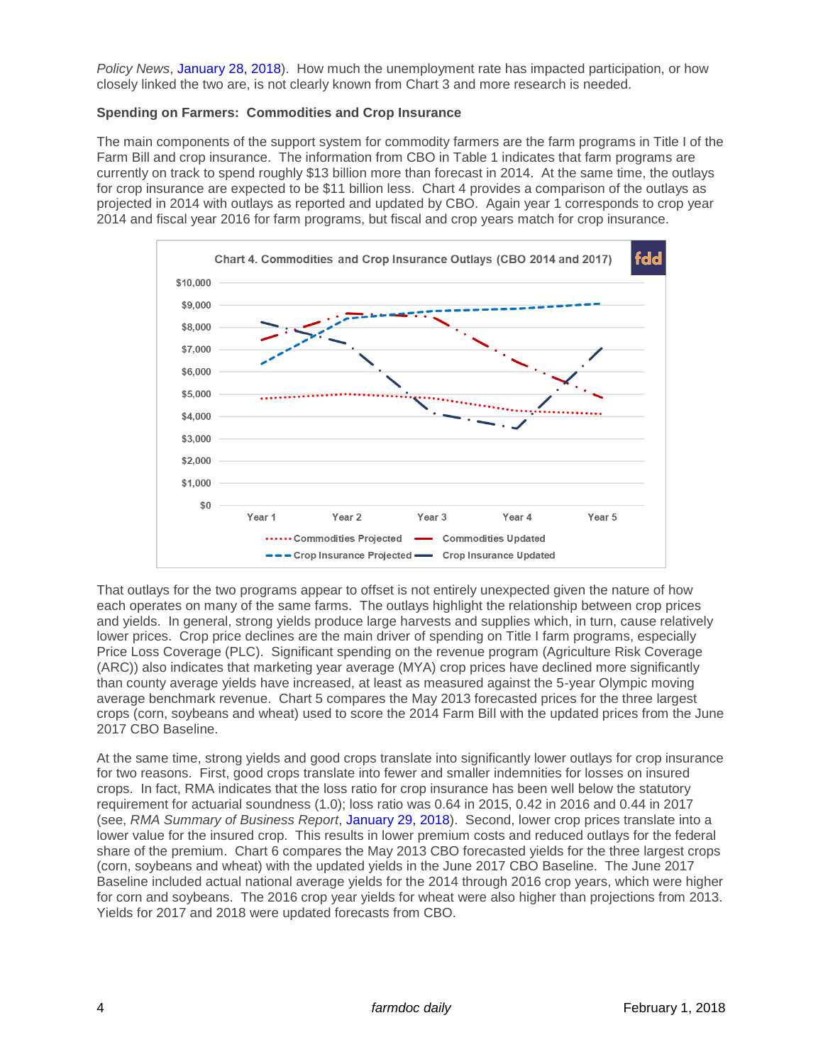*Policy News*, January 28, 2018). How much the unemployment rate has impacted participation, or how closely linked the two are, is not clearly known from Chart 3 and more research is needed.

**Spending on Farmers: Commodities and Crop Insurance**

The main components of the support system for commodity farmers are the farm programs in Title I of the Farm Bill and crop insurance. The information from CBO in Table 1 indicates that farm programs are currently on track to spend roughly $13 billion more than forecast in 2014. At the same time, the outlays for crop insurance are expected to be $11 billion less. Chart 4 provides a comparison of the outlays as projected in 2014 with outlays as reported and updated by CBO. Again year 1 corresponds to crop year 2014 and fiscal year 2016 for farm programs, but fiscal and crop years match for crop insurance.

Chart 4. Commodities and Crop Insurance Outlays (CBO 2014 and 2017)

That outlays for the two programs appear to offset is not entirely unexpected given the nature of how each operates on many of the same farms. The outlays highlight the relationship between crop prices and yields. In general, strong yields produce large harvests and supplies which, in turn, cause relatively lower prices. Crop price declines are the main driver of spending on Title I farm programs, especially Price Loss Coverage (PLC). Significant spending on the revenue program (Agriculture Risk Coverage (ARC)) also indicates that marketing year average (MYA) crop prices have declined more significantly than county average yields have increased, at least as measured against the 5-year Olympic moving average benchmark revenue. Chart 5 compares the May 2013 forecasted prices for the three largest crops (corn, soybeans and wheat) used to score the 2014 Farm Bill with the updated prices from the June 2017 CBO Baseline.

At the same time, strong yields and good crops translate into significantly lower outlays for crop insurance for two reasons. First, good crops translate into fewer and smaller indemnities for losses on insured crops. In fact, RMA indicates that the loss ratio for crop insurance has been well below the statutory requirement for actuarial soundness (1.0); loss ratio was 0.64 in 2015, 0.42 in 2016 and 0.44 in 2017 (see, *RMA Summary of Business Report*, January 29, 2018). Second, lower crop prices translate into a lower value for the insured crop. This results in lower premium costs and reduced outlays for the federal share of the premium. Chart 6 compares the May 2013 CBO forecasted yields for the three largest crops (corn, soybeans and wheat) with the updated yields in the June 2017 CBO Baseline. The June 2017 Baseline included actual national average yields for the 2014 through 2016 crop years, which were higher for corn and soybeans. The 2016 crop year yields for wheat were also higher than projections from 2013. Yields for 2017 and 2018 were updated forecasts from CBO.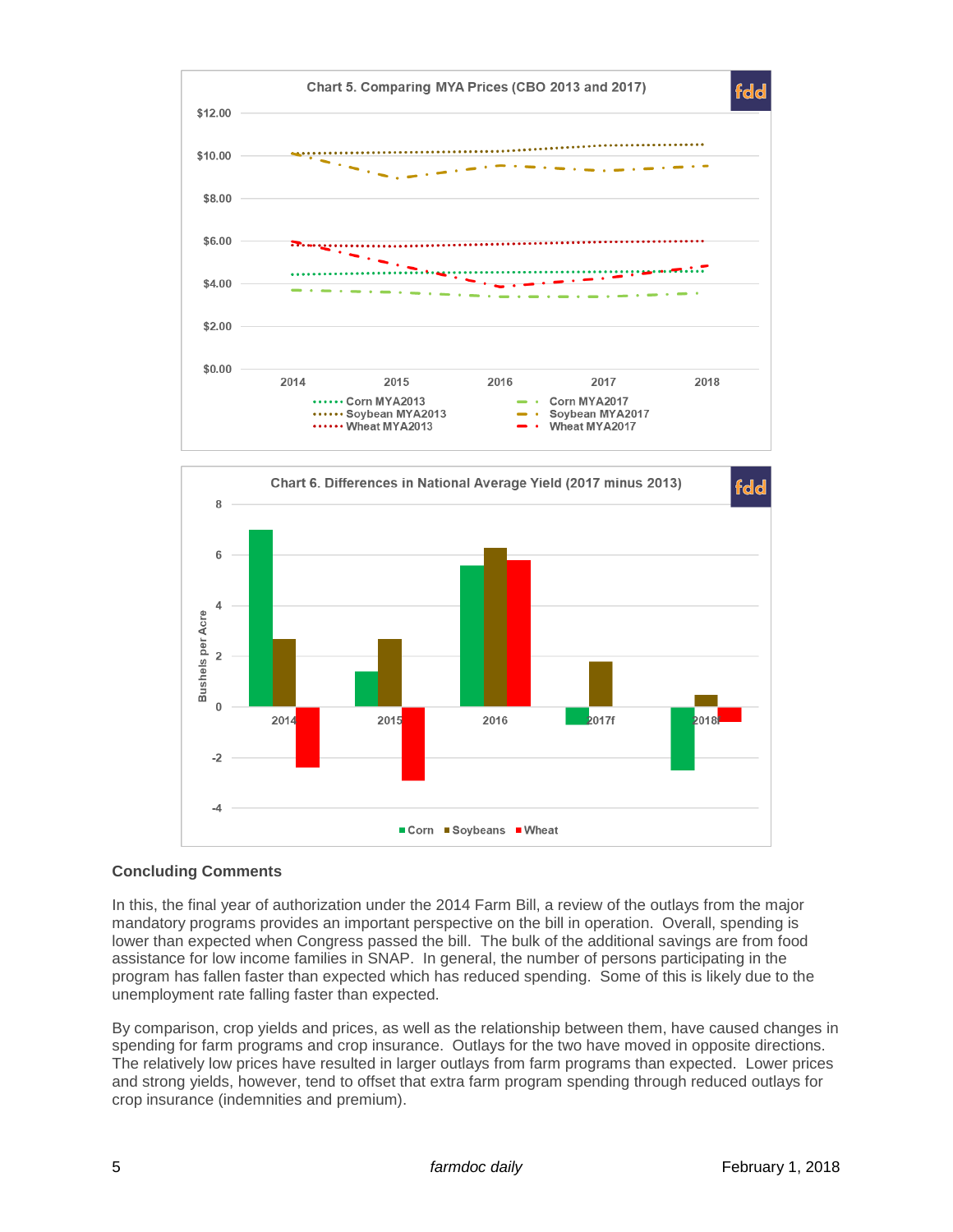Chart 5. Comparing MYA Prices (CBO 2013 and 2017)

Chart 6. Differences in National Average Yield (2017 minus 2013)

### Concluding Comments

In this, the final year of authorization under the 2014 Farm Bill, a review of the outlays from the major mandatory programs provides an important perspective on the bill in operation. Overall, spending is lower than expected when Congress passed the bill. The bulk of the additional savings are from food assistance for low income families in SNAP. In general, the number of persons participating in the program has fallen faster than expected which has reduced spending. Some of this is likely due to the unemployment rate falling faster than expected.

By comparison, crop yields and prices, as well as the relationship between them, have caused changes in spending for farm programs and crop insurance. Outlays for the two have moved in opposite directions. The relatively low prices have resulted in larger outlays from farm programs than expected. Lower prices and strong yields, however, tend to offset that extra farm program spending through reduced outlays for crop insurance (indemnities and premium).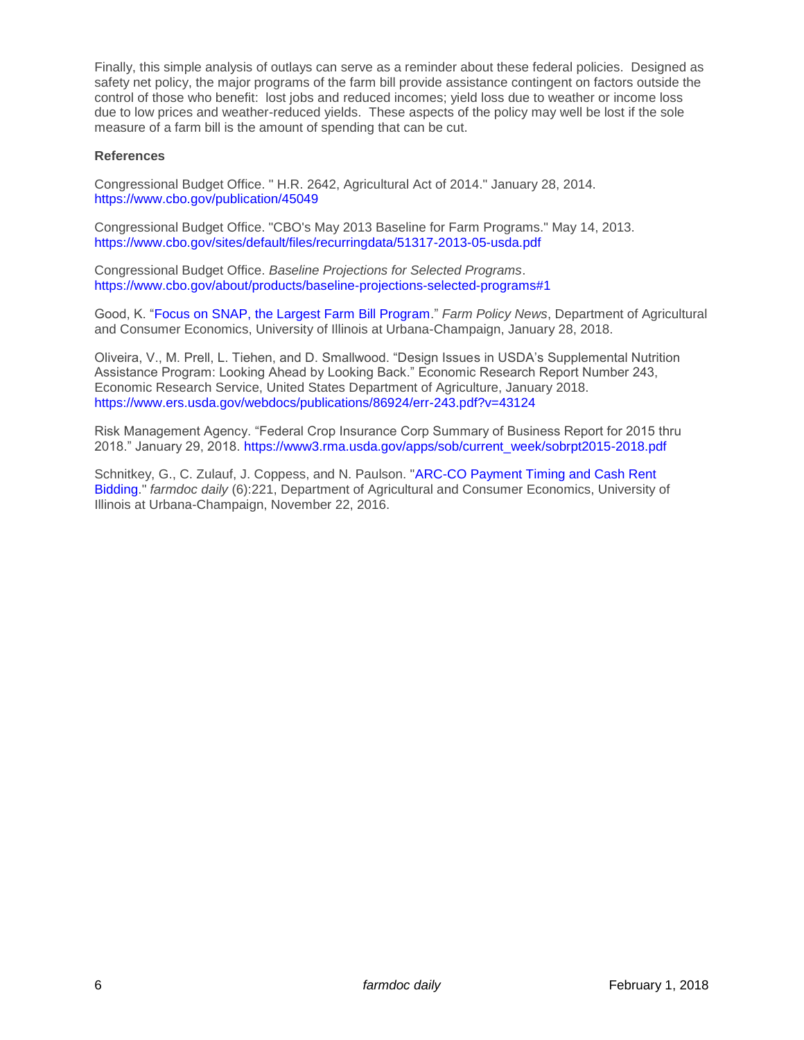Finally, this simple analysis of outlays can serve as a reminder about these federal policies. Designed as safety net policy, the major programs of the farm bill provide assistance contingent on factors outside the control of those who benefit: lost jobs and reduced incomes; yield loss due to weather or income loss due to low prices and weather-reduced yields. These aspects of the policy may well be lost if the sole measure of a farm bill is the amount of spending that can be cut.

**References**

Congressional Budget Office. " H.R. 2642, Agricultural Act of 2014." January 28, 2014. https://www.cbo.gov/publication/45049

Congressional Budget Office. "CBO's May 2013 Baseline for Farm Programs." May 14, 2013. https://www.cbo.gov/sites/default/files/recurringdata/51317-2013-05-usda.pdf

Congressional Budget Office. *Baseline Projections for Selected Programs*. https://www.cbo.gov/about/products/baseline-projections-selected-programs#1

Good, K. "Focus on SNAP, the Largest Farm Bill Program." *Farm Policy News*, Department of Agricultural and Consumer Economics, University of Illinois at Urbana-Champaign, January 28, 2018.

Oliveira, V., M. Prell, L. Tiehen, and D. Smallwood. "Design Issues in USDA's Supplemental Nutrition Assistance Program: Looking Ahead by Looking Back." Economic Research Report Number 243, Economic Research Service, United States Department of Agriculture, January 2018. https://www.ers.usda.gov/webdocs/publications/86924/err-243.pdf?v=43124

Risk Management Agency. "Federal Crop Insurance Corp Summary of Business Report for 2015 thru 2018." January 29, 2018. https://www3.rma.usda.gov/apps/sob/current_week/sobrpt2015-2018.pdf

Schnitkey, G., C. Zulauf, J. Coppess, and N. Paulson. "ARC-CO Payment Timing and Cash Rent Bidding." *farmdoc daily* (6):221, Department of Agricultural and Consumer Economics, University of Illinois at Urbana-Champaign, November 22, 2016.